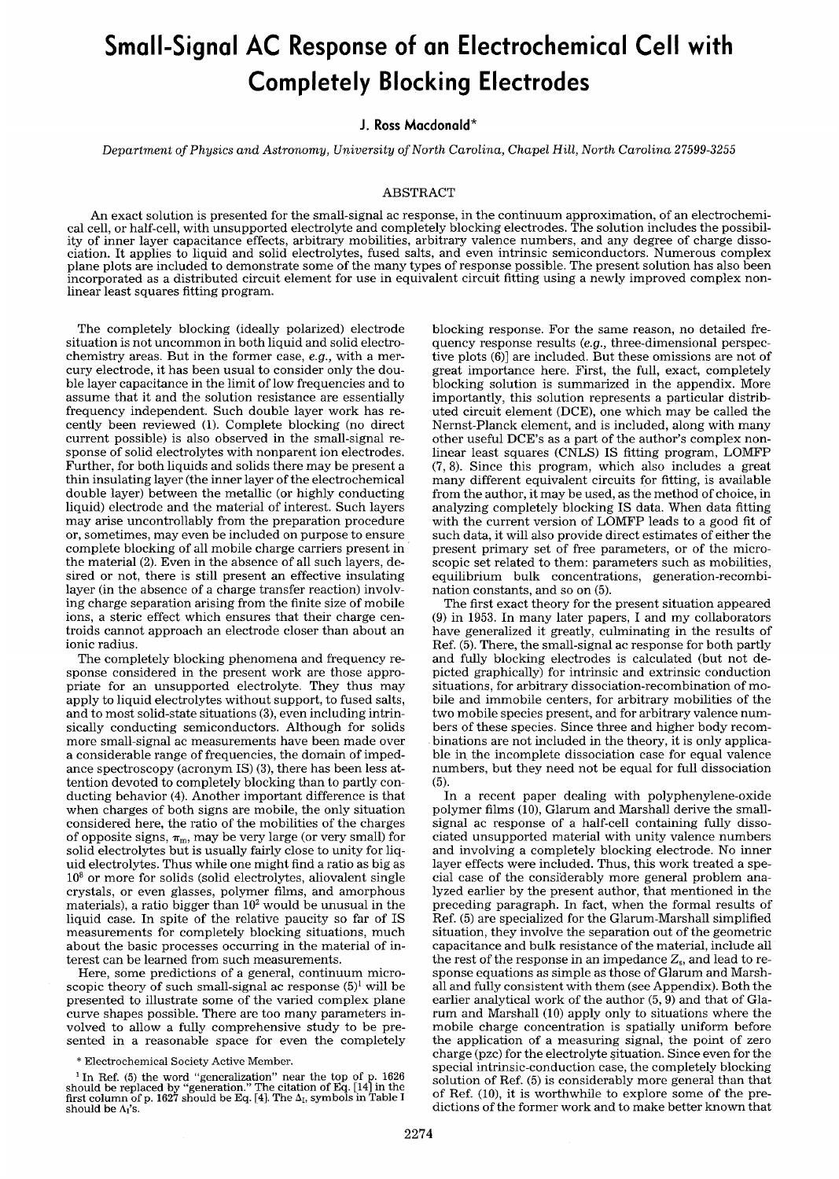# Small-Signal AC Response of an Electrochemical Cell with Completely Blocking Electrodes

**J. Ross Macdonald***

*Department of Physics and Astronomy, University of North Carolina, Chapel Hill, North Carolina 27599-3255*

## ABSTRACT

An exact solution is presented for the small-signal ac response, in the continuum approximation, of an electrochemical cell, or half-cell, with unsupported electrolyte and completely blocking electrodes. The solution includes the possibility of inner layer capacitance effects, arbitrary mobilities, arbitrary valence numbers, and any degree of charge dissociation. It applies to liquid and solid electrolytes, fused salts, and even intrinsic semiconductors. Numerous complex plane plots are included to demonstrate some of the many types of response possible. The present solution has also been incorporated as a distributed circuit element for use in equivalent circuit fitting using a newly improved complex nonlinear least squares fitting program.

The completely blocking (ideally polarized) electrode situation is not uncommon in both liquid and solid electrochemistry areas. But in the former case, *e.g.*, with a mercury electrode, it has been usual to consider only the double layer capacitance in the limit of low frequencies and to assume that it and the solution resistance are essentially frequency independent. Such double layer work has recently been reviewed (1). Complete blocking (no direct current possible) is also observed in the small-signal response of solid electrolytes with nonparent ion electrodes. Further, for both liquids and solids there may be present a thin insulating layer (the inner layer of the electrochemical double layer) between the metallic (or highly conducting liquid) electrode and the material of interest. Such layers may arise uncontrollably from the preparation procedure or, sometimes, may even be included on purpose to ensure complete blocking of all mobile charge carriers present in the material (2). Even in the absence of all such layers, desired or not, there is still present an effective insulating layer (in the absence of a charge transfer reaction) involving charge separation arising from the finite size of mobile ions, a steric effect which ensures that their charge centroids cannot approach an electrode closer than about an ionic radius.

The completely blocking phenomena and frequency response considered in the present work are those appropriate for an unsupported electrolyte. They thus may apply to liquid electrolytes without support, to fused salts, and to most solid-state situations (3), even including intrinsically conducting semiconductors. Although for solids more small-signal ac measurements have been made over a considerable range of frequencies, the domain of impedance spectroscopy (acronym IS) (3), there has been less attention devoted to completely blocking than to partly conducting behavior (4). Another important difference is that when charges of both signs are mobile, the only situation considered here, the ratio of the mobilities of the charges of opposite signs, $\pi_m$, may be very large (or very small) for solid electrolytes but is usually fairly close to unity for liquid electrolytes. Thus while one might find a ratio as big as $10^8$ or more for solids (solid electrolytes, aliovalent single crystals, or even glasses, polymer films, and amorphous materials), a ratio bigger than $10^2$ would be unusual in the liquid case. In spite of the relative paucity so far of IS measurements for completely blocking situations, much about the basic processes occurring in the material of interest can be learned from such measurements.

Here, some predictions of a general, continuum microscopic theory of such small-signal ac response (5)[1] will be presented to illustrate some of the varied complex plane curve shapes possible. There are too many parameters involved to allow a fully comprehensive study to be presented in a reasonable space for even the completely blocking response. For the same reason, no detailed frequency response results (*e.g.*, three-dimensional perspective plots (6)] are included. But these omissions are not of great importance here. First, the full, exact, completely blocking solution is summarized in the appendix. More importantly, this solution represents a particular distributed circuit element (DCE), one which may be called the Nernst-Planck element, and is included, along with many other useful DCE's as a part of the author's complex nonlinear least squares (CNLS) IS fitting program, LOMFP (7, 8). Since this program, which also includes a great many different equivalent circuits for fitting, is available from the author, it may be used, as the method of choice, in analyzing completely blocking IS data. When data fitting with the current version of LOMFP leads to a good fit of such data, it will also provide direct estimates of either the present primary set of free parameters, or of the microscopic set related to them: parameters such as mobilities, equilibrium bulk concentrations, generation-recombination constants, and so on (5).

The first exact theory for the present situation appeared (9) in 1953. In many later papers, I and my collaborators have generalized it greatly, culminating in the results of Ref. (5). There, the small-signal ac response for both partly and fully blocking electrodes is calculated (but not depicted graphically) for intrinsic and extrinsic conduction situations, for arbitrary dissociation-recombination of mobile and immobile centers, for arbitrary mobilities of the two mobile species present, and for arbitrary valence numbers of these species. Since three and higher body recombinations are not included in the theory, it is only applicable in the incomplete dissociation case for equal valence numbers, but they need not be equal for full dissociation (5).

In a recent paper dealing with polyphenylene-oxide polymer films (10), Glarum and Marshall derive the small-signal ac response of a half-cell containing fully dissociated unsupported material with unity valence numbers and involving a completely blocking electrode. No inner layer effects were included. Thus, this work treated a special case of the considerably more general problem analyzed earlier by the present author, that mentioned in the preceding paragraph. In fact, when the formal results of Ref. (5) are specialized for the Glarum-Marshall simplified situation, they involve the separation out of the geometric capacitance and bulk resistance of the material, include all the rest of the response in an impedance $Z_e$, and lead to response equations as simple as those of Glarum and Marshall and fully consistent with them (see Appendix). Both the earlier analytical work of the author (5, 9) and that of Glarum and Marshall (10) apply only to situations where the mobile charge concentration is spatially uniform before the application of a measuring signal, the point of zero charge (pzc) for the electrolyte situation. Since even for the special intrinsic-conduction case, the completely blocking solution of Ref. (5) is considerably more general than that of Ref. (10), it is worthwhile to explore some of the predictions of the former work and to make better known that

\* Electrochemical Society Active Member.

[1] In Ref. (5) the word "generalization" near the top of p. 1626 should be replaced by "generation." The citation of Eq. [14] in the first column of p. 1627 should be Eq. [4]. The $\Delta_I$, symbols in Table I should be $\Lambda_I$'s.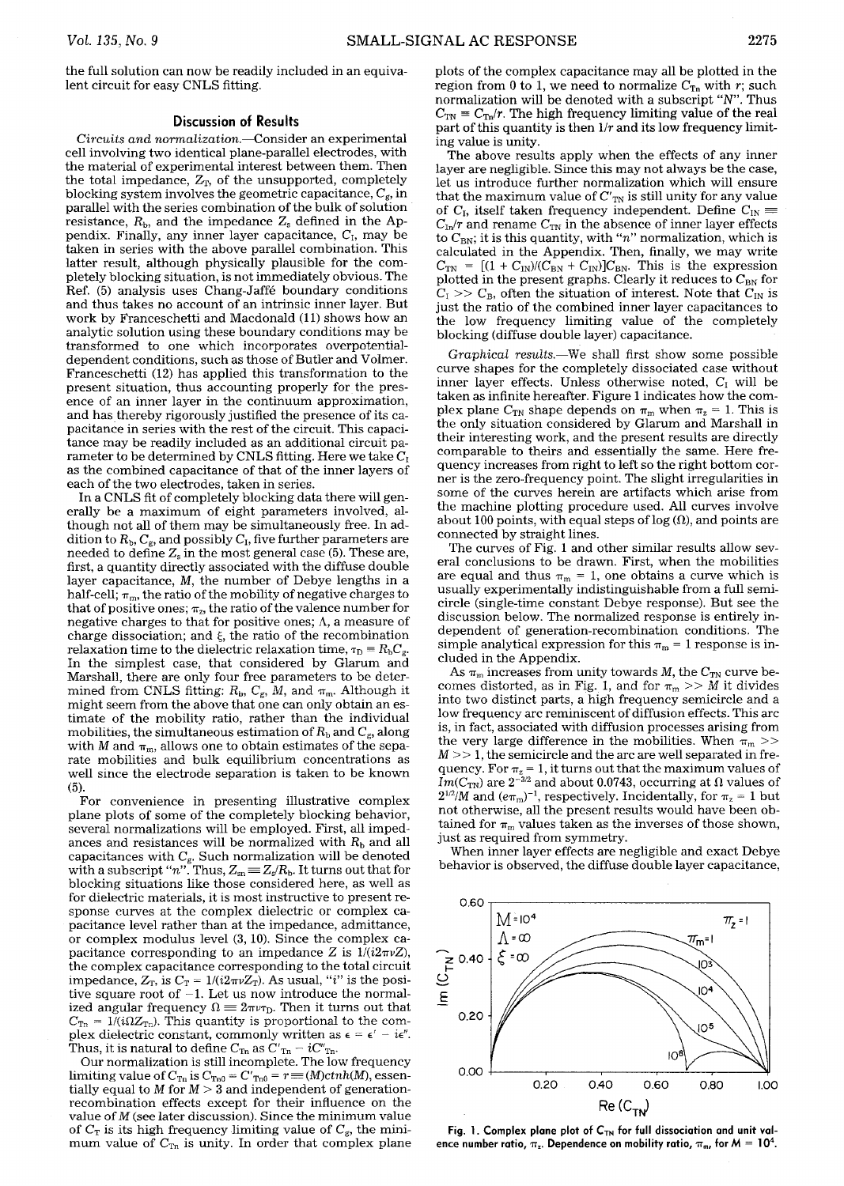the full solution can now be readily included in an equivalent circuit for easy CNLS fitting.

## Discussion of Results

*Circuits and normalization*.—Consider an experimental cell involving two identical plane-parallel electrodes, with the material of experimental interest between them. Then the total impedance, $Z_T$, of the unsupported, completely blocking system involves the geometric capacitance, $C_g$, in parallel with the series combination of the bulk of solution resistance, $R_b$, and the impedance $Z_s$ defined in the Appendix. Finally, any inner layer capacitance, $C_I$, may be taken in series with the above parallel combination. This latter result, although physically plausible for the completely blocking situation, is not immediately obvious. The Ref. (5) analysis uses Chang-Jaffé boundary conditions and thus takes no account of an intrinsic inner layer. But work by Franceschetti and Macdonald (11) shows how an analytic solution using these boundary conditions may be transformed to one which incorporates overpotential-dependent conditions, such as those of Butler and Volmer. Franceschetti (12) has applied this transformation to the present situation, thus accounting properly for the presence of an inner layer in the continuum approximation, and has thereby rigorously justified the presence of its capacitance in series with the rest of the circuit. This capacitance may be readily included as an additional circuit parameter to be determined by CNLS fitting. Here we take $C_I$ as the combined capacitance of that of the inner layers of each of the two electrodes, taken in series.

In a CNLS fit of completely blocking data there will generally be a maximum of eight parameters involved, although not all of them may be simultaneously free. In addition to $R_b$, $C_g$, and possibly $C_I$, five further parameters are needed to define $Z_s$ in the most general case (5). These are, first, a quantity directly associated with the diffuse double layer capacitance, $M$, the number of Debye lengths in a half-cell; $\pi_m$, the ratio of the mobility of negative charges to that of positive ones; $\pi_z$, the ratio of the valence number for negative charges to that for positive ones; $\Lambda$, a measure of charge dissociation; and $\xi$, the ratio of the recombination relaxation time to the dielectric relaxation time, $\tau_D \equiv R_bC_g$. In the simplest case, that considered by Glarum and Marshall, there are only four free parameters to be determined from CNLS fitting: $R_b$, $C_g$, $M$, and $\pi_m$. Although it might seem from the above that one can only obtain an estimate of the mobility ratio, rather than the individual mobilities, the simultaneous estimation of $R_b$ and $C_g$, along with $M$ and $\pi_m$, allows one to obtain estimates of the separate mobilities and bulk equilibrium concentrations as well since the electrode separation is taken to be known (5).

For convenience in presenting illustrative complex plane plots of some of the completely blocking behavior, several normalizations will be employed. First, all impedances and resistances will be normalized with $R_b$ and all capacitances with $C_g$. Such normalization will be denoted with a subscript "$n$". Thus, $Z_{sn} \equiv Z_s/R_b$. It turns out that for blocking situations like those considered here, as well as for dielectric materials, it is most instructive to present response curves at the complex dielectric or complex capacitance level rather than at the impedance, admittance, or complex modulus level (3, 10). Since the complex capacitance corresponding to an impedance $Z$ is $1/(i2\pi\nu Z)$, the complex capacitance corresponding to the total circuit impedance, $Z_T$, is $C_T = 1/(i2\pi\nu Z_T)$. As usual, "$i$" is the positive square root of $-1$. Let us now introduce the normalized angular frequency $\Omega \equiv 2\pi\nu\tau_D$. Then it turns out that $C_{Tn} = 1/(i\Omega Z_{Tn})$. This quantity is proportional to the complex dielectric constant, commonly written as $\epsilon = \epsilon' - i\epsilon''$. Thus, it is natural to define $C_{Tn}$ as $C'_{Tn} - iC''_{Tn}$.

Our normalization is still incomplete. The low frequency limiting value of $C_{Tn}$ is $C_{Tn0} = C'_{Tn0} = r \equiv (M)ctnh(M)$, essentially equal to $M$ for $M > 3$ and independent of generation-recombination effects except for their influence on the value of $M$ (see later discussion). Since the minimum value of $C_T$ is its high frequency limiting value of $C_g$, the minimum value of $C_{Tn}$ is unity. In order that complex plane plots of the complex capacitance may all be plotted in the region from 0 to 1, we need to normalize $C_{Tn}$ with $r$; such normalization will be denoted with a subscript "$N$". Thus $C_{TN} \equiv C_{Tn}/r$. The high frequency limiting value of the real part of this quantity is then $1/r$ and its low frequency limiting value is unity.

The above results apply when the effects of any inner layer are negligible. Since this may not always be the case, let us introduce further normalization which will ensure that the maximum value of $C'_{TN}$ is still unity for any value of $C_I$, itself taken frequency independent. Define $C_{IN} \equiv C_{In}/r$ and rename $C_{TN}$ in the absence of inner layer effects to $C_{BN}$; it is this quantity, with "$n$" normalization, which is calculated in the Appendix. Then, finally, we may write $C_{TN} = [(1 + C_{IN})/(C_{BN} + C_{IN})]C_{BN}$. This is the expression plotted in the present graphs. Clearly it reduces to $C_{BN}$ for $C_I >> C_B$, often the situation of interest. Note that $C_{IN}$ is just the ratio of the combined inner layer capacitances to the low frequency limiting value of the completely blocking (diffuse double layer) capacitance.

*Graphical results*.—We shall first show some possible curve shapes for the completely dissociated case without inner layer effects. Unless otherwise noted, $C_I$ will be taken as infinite hereafter. Figure 1 indicates how the complex plane $C_{TN}$ shape depends on $\pi_m$ when $\pi_z = 1$. This is the only situation considered by Glarum and Marshall in their interesting work, and the present results are directly comparable to theirs and essentially the same. Here frequency increases from right to left so the right bottom corner is the zero-frequency point. The slight irregularities in some of the curves herein are artifacts which arise from the machine plotting procedure used. All curves involve about 100 points, with equal steps of log ($\Omega$), and points are connected by straight lines.

The curves of Fig. 1 and other similar results allow several conclusions to be drawn. First, when the mobilities are equal and thus $\pi_m = 1$, one obtains a curve which is usually experimentally indistinguishable from a full semicircle (single-time constant Debye response). But see the discussion below. The normalized response is entirely independent of generation-recombination conditions. The simple analytical expression for this $\pi_m = 1$ response is included in the Appendix.

As $\pi_m$ increases from unity towards $M$, the $C_{TN}$ curve becomes distorted, as in Fig. 1, and for $\pi_m >> M$ it divides into two distinct parts, a high frequency semicircle and a low frequency arc reminiscent of diffusion effects. This arc is, in fact, associated with diffusion processes arising from the very large difference in the mobilities. When $\pi_m >> M >> 1$, the semicircle and the arc are well separated in frequency. For $\pi_z = 1$, it turns out that the maximum values of $Im(C_{TN})$ are $2^{-3/2}$ and about 0.0743, occurring at $\Omega$ values of $2^{1/2}/M$ and $(e\pi_m)^{-1}$, respectively. Incidentally, for $\pi_z = 1$ but not otherwise, all the present results would have been obtained for $\pi_m$ values taken as the inverses of those shown, just as required from symmetry.

When inner layer effects are negligible and exact Debye behavior is observed, the diffuse double layer capacitance,

**Fig. 1. Complex plane plot of $C_{TN}$ for full dissociation and unit valence number ratio, $\pi_z$. Dependence on mobility ratio, $\pi_m$, for $M = 10^4$.**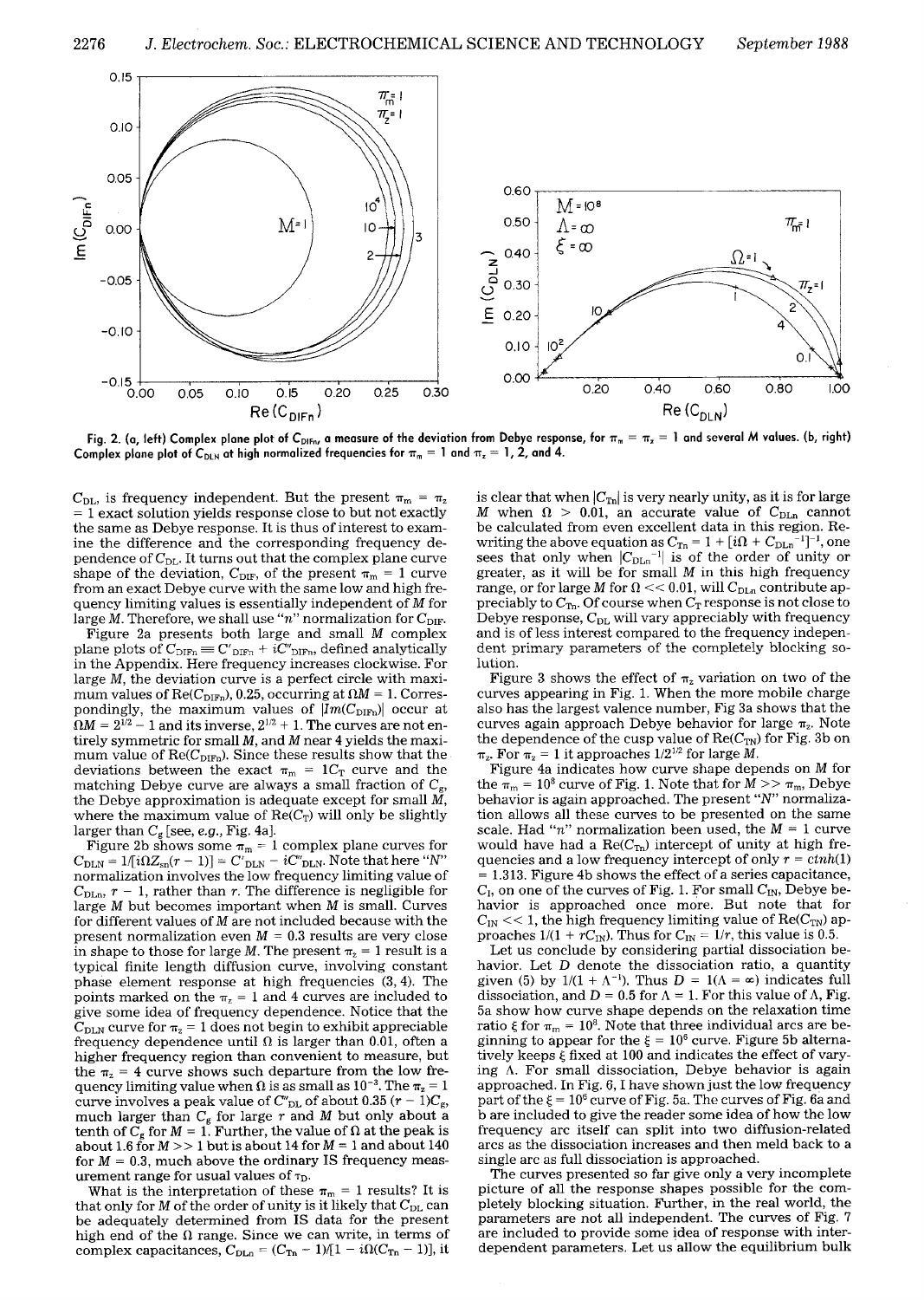Fig. 2. (a, left) Complex plane plot of $C_{DIFn}$, a measure of the deviation from Debye response, for $\pi_m = \pi_z = 1$ and several $M$ values. (b, right) Complex plane plot of $C_{DLN}$ at high normalized frequencies for $\pi_m = 1$ and $\pi_z = 1$, 2, and 4.

$C_{DL}$, is frequency independent. But the present $\pi_m = \pi_z = 1$ exact solution yields response close to but not exactly the same as Debye response. It is thus of interest to examine the difference and the corresponding frequency dependence of $C_{DL}$. It turns out that the complex plane curve shape of the deviation, $C_{DIF}$, of the present $\pi_m = 1$ curve from an exact Debye curve with the same low and high frequency limiting values is essentially independent of $M$ for large $M$. Therefore, we shall use "$n$" normalization for $C_{DIF}$.

Figure 2a presents both large and small $M$ complex plane plots of $C_{DIFn} \equiv C'_{DIFn} + iC''_{DIFn}$, defined analytically in the Appendix. Here frequency increases clockwise. For large $M$, the deviation curve is a perfect circle with maximum values of $\text{Re}(C_{DIFn})$, 0.25, occurring at $\Omega M = 1$. Correspondingly, the maximum values of $|Im(C_{DIFn})|$ occur at $\Omega M = 2^{1/2} - 1$ and its inverse, $2^{1/2} + 1$. The curves are not entirely symmetric for small $M$, and $M$ near 4 yields the maximum value of $\text{Re}(C_{DIFn})$. Since these results show that the deviations between the exact $\pi_m = 1C_T$ curve and the matching Debye curve are always a small fraction of $C_g$, the Debye approximation is adequate except for small $M$, where the maximum value of $\text{Re}(C_T)$ will only be slightly larger than $C_g$ [see, e.g., Fig. 4a].

Figure 2b shows some $\pi_m = 1$ complex plane curves for $C_{DLN} = 1/[i\Omega Z_{sn}(r - 1)] = C'_{DLN} - iC''_{DLN}$. Note that here "$N$" normalization involves the low frequency limiting value of $C_{DLn}$, $r - 1$, rather than $r$. The difference is negligible for large $M$ but becomes important when $M$ is small. Curves for different values of $M$ are not included because with the present normalization even $M = 0.3$ results are very close in shape to those for large $M$. The present $\pi_z = 1$ result is a typical finite length diffusion curve, involving constant phase element response at high frequencies (3, 4). The points marked on the $\pi_z = 1$ and 4 curves are included to give some idea of frequency dependence. Notice that the $C_{DLN}$ curve for $\pi_z = 1$ does not begin to exhibit appreciable frequency dependence until $\Omega$ is larger than 0.01, often a higher frequency region than convenient to measure, but the $\pi_z = 4$ curve shows such departure from the low frequency limiting value when $\Omega$ is as small as $10^{-3}$. The $\pi_z = 1$ curve involves a peak value of $C''_{DL}$ of about $0.35\,(r - 1)C_g$, much larger than $C_g$ for large $r$ and $M$ but only about a tenth of $C_g$ for $M = 1$. Further, the value of $\Omega$ at the peak is about 1.6 for $M >> 1$ but is about 14 for $M = 1$ and about 140 for $M = 0.3$, much above the ordinary IS frequency measurement range for usual values of $\tau_D$.

What is the interpretation of these $\pi_m = 1$ results? It is that only for $M$ of the order of unity is it likely that $C_{DL}$ can be adequately determined from IS data for the present high end of the $\Omega$ range. Since we can write, in terms of complex capacitances, $C_{DLn} = (C_{Tn} - 1)/[1 - i\Omega(C_{Tn} - 1)]$, it is clear that when $|C_{Tn}|$ is very nearly unity, as it is for large $M$ when $\Omega > 0.01$, an accurate value of $C_{DLn}$ cannot be calculated from even excellent data in this region. Rewriting the above equation as $C_{Tn} = 1 + [i\Omega + C_{DLn}^{-1}]^{-1}$, one sees that only when $|C_{DLn}^{-1}|$ is of the order of unity or greater, as it will be for small $M$ in this high frequency range, or for large $M$ for $\Omega << 0.01$, will $C_{DLn}$ contribute appreciably to $C_{Tn}$. Of course when $C_T$ response is not close to Debye response, $C_{DL}$ will vary appreciably with frequency and is of less interest compared to the frequency independent primary parameters of the completely blocking solution.

Figure 3 shows the effect of $\pi_z$ variation on two of the curves appearing in Fig. 1. When the more mobile charge also has the largest valence number, Fig 3a shows that the curves again approach Debye behavior for large $\pi_z$. Note the dependence of the cusp value of $\text{Re}(C_{TN})$ for Fig. 3b on $\pi_z$. For $\pi_z = 1$ it approaches $1/2^{1/2}$ for large $M$.

Figure 4a indicates how curve shape depends on $M$ for the $\pi_m = 10^8$ curve of Fig. 1. Note that for $M >> \pi_m$, Debye behavior is again approached. The present "$N$" normalization allows all these curves to be presented on the same scale. Had "$n$" normalization been used, the $M = 1$ curve would have had a $\text{Re}(C_{Tn})$ intercept of unity at high frequencies and a low frequency intercept of only $r = ctnh(1) = 1.313$. Figure 4b shows the effect of a series capacitance, $C_I$, on one of the curves of Fig. 1. For small $C_{IN}$, Debye behavior is approached once more. But note that for $C_{IN} << 1$, the high frequency limiting value of $\text{Re}(C_{TN})$ approaches $1/(1 + rC_{IN})$. Thus for $C_{IN} = 1/r$, this value is 0.5.

Let us conclude by considering partial dissociation behavior. Let $D$ denote the dissociation ratio, a quantity given (5) by $1/(1 + \Lambda^{-1})$. Thus $D = 1(\Lambda = \infty)$ indicates full dissociation, and $D = 0.5$ for $\Lambda = 1$. For this value of $\Lambda$, Fig. 5a show how curve shape depends on the relaxation time ratio $\xi$ for $\pi_m = 10^8$. Note that three individual arcs are beginning to appear for the $\xi = 10^6$ curve. Figure 5b alternatively keeps $\xi$ fixed at 100 and indicates the effect of varying $\Lambda$. For small dissociation, Debye behavior is again approached. In Fig. 6, I have shown just the low frequency part of the $\xi = 10^6$ curve of Fig. 5a. The curves of Fig. 6a and b are included to give the reader some idea of how the low frequency arc itself can split into two diffusion-related arcs as the dissociation increases and then meld back to a single arc as full dissociation is approached.

The curves presented so far give only a very incomplete picture of all the response shapes possible for the completely blocking situation. Further, in the real world, the parameters are not all independent. The curves of Fig. 7 are included to provide some idea of response with interdependent parameters. Let us allow the equilibrium bulk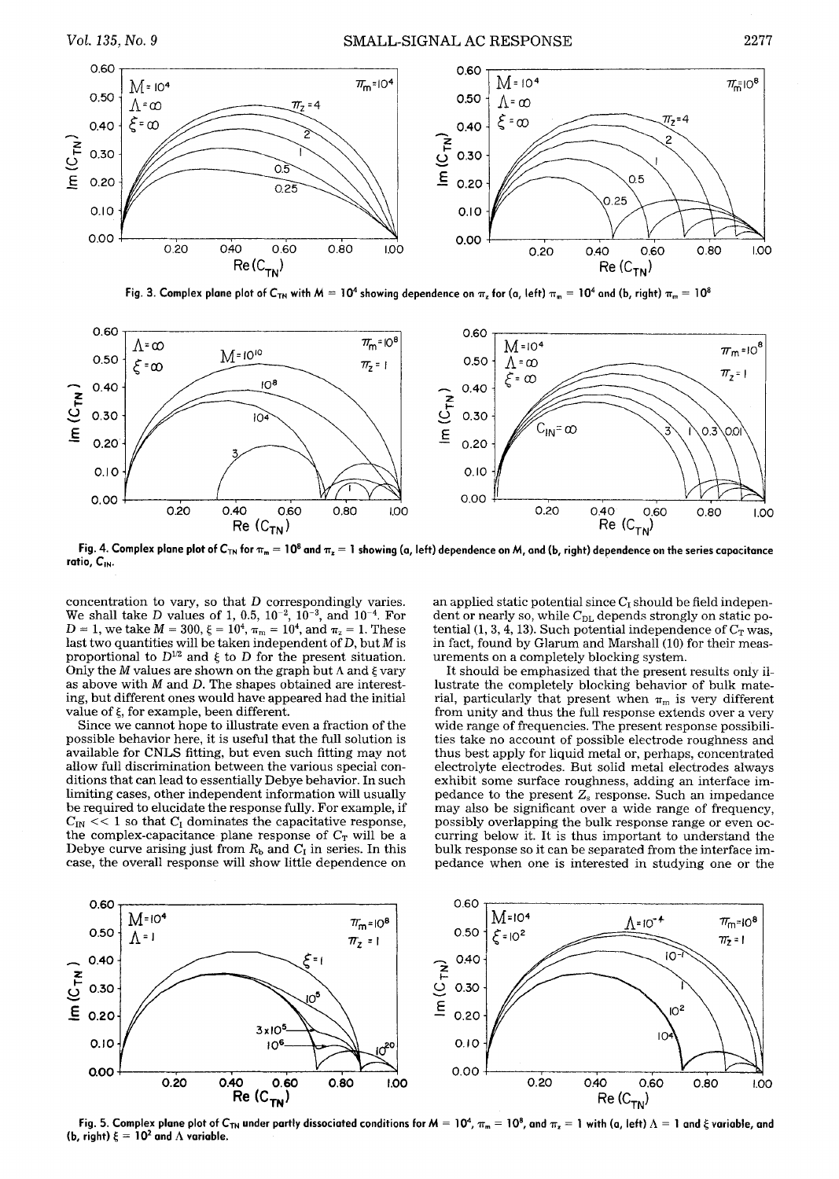Fig. 3. Complex plane plot of $C_{TN}$ with $M = 10^4$ showing dependence on $\pi_z$ for (a, left) $\pi_m = 10^4$ and (b, right) $\pi_m = 10^8$

Fig. 4. Complex plane plot of $C_{TN}$ for $\pi_m = 10^8$ and $\pi_z = 1$ showing (a, left) dependence on $M$, and (b, right) dependence on the series capacitance ratio, $C_{IN}$.

concentration to vary, so that $D$ correspondingly varies. We shall take $D$ values of 1, 0.5, $10^{-2}$, $10^{-3}$, and $10^{-4}$. For $D = 1$, we take $M = 300$, $\xi = 10^4$, $\pi_m = 10^4$, and $\pi_z = 1$. These last two quantities will be taken independent of $D$, but $M$ is proportional to $D^{1/2}$ and $\xi$ to $D$ for the present situation. Only the $M$ values are shown on the graph but $\Lambda$ and $\xi$ vary as above with $M$ and $D$. The shapes obtained are interesting, but different ones would have appeared had the initial value of $\xi$, for example, been different.

Since we cannot hope to illustrate even a fraction of the possible behavior here, it is useful that the full solution is available for CNLS fitting, but even such fitting may not allow full discrimination between the various special conditions that can lead to essentially Debye behavior. In such limiting cases, other independent information will usually be required to elucidate the response fully. For example, if $C_{IN} << 1$ so that $C_I$ dominates the capacitative response, the complex-capacitance plane response of $C_T$ will be a Debye curve arising just from $R_b$ and $C_I$ in series. In this case, the overall response will show little dependence on an applied static potential since $C_I$ should be field independent or nearly so, while $C_{DL}$ depends strongly on static potential (1, 3, 4, 13). Such potential independence of $C_T$ was, in fact, found by Glarum and Marshall (10) for their measurements on a completely blocking system.

It should be emphasized that the present results only illustrate the completely blocking behavior of bulk material, particularly that present when $\pi_m$ is very different from unity and thus the full response extends over a very wide range of frequencies. The present response possibilities take no account of possible electrode roughness and thus best apply for liquid metal or, perhaps, concentrated electrolyte electrodes. But solid metal electrodes always exhibit some surface roughness, adding an interface impedance to the present $Z_s$ response. Such an impedance may also be significant over a wide range of frequency, possibly overlapping the bulk response range or even occurring below it. It is thus important to understand the bulk response so it can be separated from the interface impedance when one is interested in studying one or the

Fig. 5. Complex plane plot of $C_{TN}$ under partly dissociated conditions for $M = 10^4$, $\pi_m = 10^8$, and $\pi_z = 1$ with (a, left) $\Lambda = 1$ and $\xi$ variable, and (b, right) $\xi = 10^2$ and $\Lambda$ variable.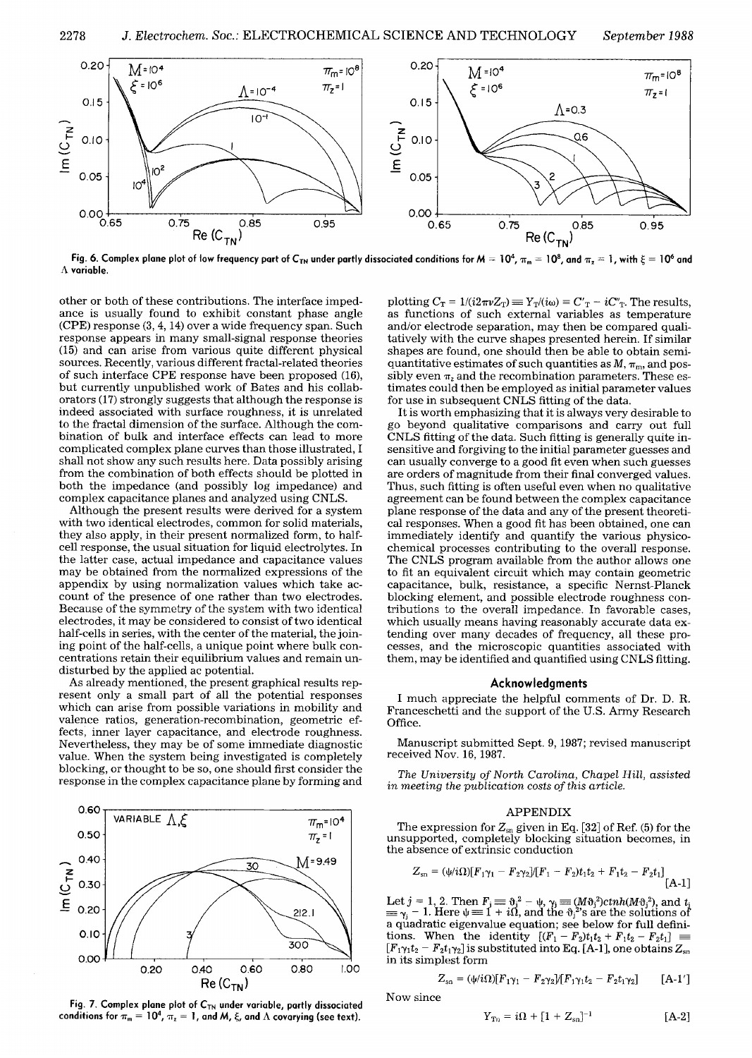Fig. 6. Complex plane plot of low frequency part of $C_{TN}$ under partly dissociated conditions for $M = 10^4$, $\pi_m = 10^8$, and $\pi_z = 1$, with $\xi = 10^6$ and $\Lambda$ variable.

other or both of these contributions. The interface impedance is usually found to exhibit constant phase angle (CPE) response (3, 4, 14) over a wide frequency span. Such response appears in many small-signal response theories (15) and can arise from various quite different physical sources. Recently, various different fractal-related theories of such interface CPE response have been proposed (16), but currently unpublished work of Bates and his collaborators (17) strongly suggests that although the response is indeed associated with surface roughness, it is unrelated to the fractal dimension of the surface. Although the combination of bulk and interface effects can lead to more complicated complex plane curves than those illustrated, I shall not show any such results here. Data possibly arising from the combination of both effects should be plotted in both the impedance (and possibly log impedance) and complex capacitance planes and analyzed using CNLS.

Although the present results were derived for a system with two identical electrodes, common for solid materials, they also apply, in their present normalized form, to half-cell response, the usual situation for liquid electrolytes. In the latter case, actual impedance and capacitance values may be obtained from the normalized expressions of the appendix by using normalization values which take account of the presence of one rather than two electrodes. Because of the symmetry of the system with two identical electrodes, it may be considered to consist of two identical half-cells in series, with the center of the material, the joining point of the half-cells, a unique point where bulk concentrations retain their equilibrium values and remain undisturbed by the applied ac potential.

As already mentioned, the present graphical results represent only a small part of all the potential responses which can arise from possible variations in mobility and valence ratios, generation-recombination, geometric effects, inner layer capacitance, and electrode roughness. Nevertheless, they may be of some immediate diagnostic value. When the system being investigated is completely blocking, or thought to be so, one should first consider the response in the complex capacitance plane by forming and plotting $C_T = 1/(i2\pi\nu Z_T) \equiv Y_T/(i\omega) \equiv C'_T - iC''_T$. The results, as functions of such external variables as temperature and/or electrode separation, may then be compared qualitatively with the curve shapes presented herein. If similar shapes are found, one should then be able to obtain semiquantitative estimates of such quantities as $M$, $\pi_m$, and possibly even $\pi_z$ and the recombination parameters. These estimates could then be employed as initial parameter values for use in subsequent CNLS fitting of the data.

It is worth emphasizing that it is always very desirable to go beyond qualitative comparisons and carry out full CNLS fitting of the data. Such fitting is generally quite insensitive and forgiving to the initial parameter guesses and can usually converge to a good fit even when such guesses are orders of magnitude from their final converged values. Thus, such fitting is often useful even when no qualitative agreement can be found between the complex capacitance plane response of the data and any of the present theoretical responses. When a good fit has been obtained, one can immediately identify and quantify the various physicochemical processes contributing to the overall response. The CNLS program available from the author allows one to fit an equivalent circuit which may contain geometric capacitance, bulk, resistance, a specific Nernst-Planck blocking element, and possible electrode roughness contributions to the overall impedance. In favorable cases, which usually means having reasonably accurate data extending over many decades of frequency, all these processes, and the microscopic quantities associated with them, may be identified and quantified using CNLS fitting.

## Acknowledgments

I much appreciate the helpful comments of Dr. D. R. Franceschetti and the support of the U.S. Army Research Office.

Manuscript submitted Sept. 9, 1987; revised manuscript received Nov. 16, 1987.

*The University of North Carolina, Chapel Hill, assisted in meeting the publication costs of this article.*

Fig. 7. Complex plane plot of $C_{TN}$ under variable, partly dissociated conditions for $\pi_m = 10^4$, $\pi_z = 1$, and $M$, $\xi$, and $\Lambda$ covarying (see text).

## APPENDIX

The expression for $Z_{sn}$ given in Eq. [32] of Ref. (5) for the unsupported, completely blocking situation becomes, in the absence of extrinsic conduction

$$Z_{sn} = (\psi/i\Omega)[F_1\gamma_1 - F_2\gamma_2]/[F_1 - F_2)t_1t_2 + F_1t_2 - F_2t_1] \qquad \text{[A-1]}$$

Let $j = 1, 2$. Then $F_j \equiv \vartheta_j^2 - \psi$, $\gamma_j \equiv (M\vartheta_j^2)ctnh(M\vartheta_j^2)$, and $t_j \equiv \gamma_j - 1$. Here $\psi \equiv 1 + i\Omega$, and the $\vartheta_j^2$'s are the solutions of a quadratic eigenvalue equation; see below for full definitions. When the identity $[(F_1 - F_2)t_1t_2 + F_1t_2 - F_2t_1] \equiv [F_1\gamma_1t_2 - F_2t_1\gamma_2]$ is substituted into Eq. [A-1], one obtains $Z_{sn}$ in its simplest form

$$Z_{sn} = (\psi/i\Omega)[F_1\gamma_1 - F_2\gamma_2]/[F_1\gamma_1t_2 - F_2t_1\gamma_2] \qquad \text{[A-1']}$$

Now since

$$Y_{T\Omega} = i\Omega + [1 + Z_{sn}]^{-1} \qquad \text{[A-2]}$$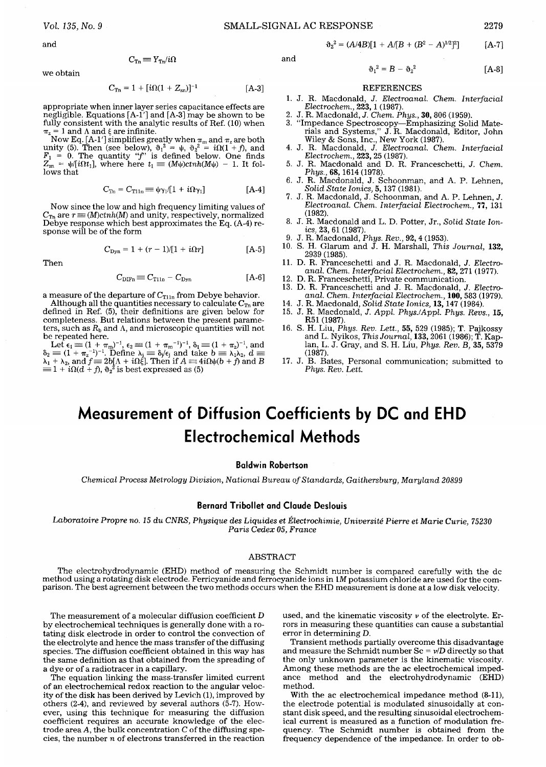and

$$C_{Tn} \equiv Y_{Tn}/i\Omega$$

we obtain

$$C_{Tn} = 1 + [i\Omega(1 + Z_{sn})]^{-1} \quad \text{[A-3]}$$

appropriate when inner layer series capacitance effects are negligible. Equations [A-1'] and [A-3] may be shown to be fully consistent with the analytic results of Ref. (10) when $\pi_z = 1$ and $\Lambda$ and $\xi$ are infinite.

Now Eq. [A-1'] simplifies greatly when $\pi_m$ and $\pi_z$ are both unity (5). Then (see below), $\vartheta_1^2 = \psi$, $\vartheta_2^2 = i\Omega(1 + f)$, and $F_1 = 0$. The quantity "$f$" is defined below. One finds $Z_{sn} = \psi/[i\Omega t_1]$, where here $t_1 \equiv (M\psi)ctnh(M\psi) - 1$. It follows that

$$C_{Tn} = C_{T1ln} \equiv \psi\gamma_1/[1 + i\Omega\gamma_1] \quad \text{[A-4]}$$

Now since the low and high frequency limiting values of $C_{Tn}$ are $r \equiv (M)ctnh(M)$ and unity, respectively, normalized Debye response which best approximates the Eq. (A-4) response will be of the form

$$C_{Dyn} = 1 + (r - 1)/[1 + i\Omega r] \quad \text{[A-5]}$$

Then

$$C_{DIFn} \equiv C_{T1ln} - C_{Dyn} \quad \text{[A-6]}$$

a measure of the departure of $C_{T1ln}$ from Debye behavior.

Although all the quantities necessary to calculate $C_{Tn}$ are defined in Ref. (5), their definitions are given below for completeness. But relations between the present parameters, such as $R_b$ and $\Lambda$, and microscopic quantities will not be repeated here.

Let $\epsilon_1 \equiv (1 + \pi_m)^{-1}$, $\epsilon_2 \equiv (1 + \pi_m^{-1})^{-1}$, $\delta_1 \equiv (1 + \pi_z)^{-1}$, and $\delta_2 \equiv (1 + \pi_z^{-1})^{-1}$. Define $\lambda_j \equiv \delta_j/\epsilon_j$ and take $b \equiv \lambda_1\lambda_2$, $d \equiv \lambda_1 + \lambda_2$, and $f \equiv 2b[\Lambda + i\Omega\xi]$. Then if $A \equiv 4i\Omega\psi(b + f)$ and $B \equiv 1 + i\Omega(d + f)$, $\vartheta_2^2$ is best expressed as (5)

$$\vartheta_2^2 = (A/4B)[1 + A/[B + (B^2 - A)^{1/2}]^2] \quad \text{[A-7]}$$

and

$$\vartheta_1^2 = B - \vartheta_2^2 \quad \text{[A-8]}$$

REFERENCES

1. J. R. Macdonald, *J. Electroanal. Chem. Interfacial Electrochem.*, **223**, 1 (1987).
2. J. R. Macdonald, *J. Chem. Phys.*, **30**, 806 (1959).
3. "Impedance Spectroscopy—Emphasizing Solid Materials and Systems," J. R. Macdonald, Editor, John Wiley & Sons, Inc., New York (1987).
4. J. R. Macdonald, *J. Electroanal. Chem. Interfacial Electrochem.*, **223**, 25 (1987).
5. J. R. Macdonald and D. R. Franceschetti, *J. Chem. Phys.*, **68**, 1614 (1978).
6. J. R. Macdonald, J. Schoonman, and A. P. Lehnen, *Solid State Ionics*, **5**, 137 (1981).
7. J. R. Macdonald, J. Schoonman, and A. P. Lehnen, *J. Electroanal. Chem. Interfacial Electrochem.*, **77**, 131 (1982).
8. J. R. Macdonald and L. D. Potter, Jr., *Solid State Ionics*, **23**, 61 (1987).
9. J. R. Macdonald, *Phys. Rev.*, **92**, 4 (1953).
10. S. H. Glarum and J. H. Marshall, *This Journal*, **132**, 2939 (1985).
11. D. R. Franceschetti and J. R. Macdonald, *J. Electroanal. Chem. Interfacial Electrochem.*, **82**, 271 (1977).
12. D. R. Franceschetti, Private communication.
13. D. R. Franceschetti and J. R. Macdonald, *J. Electroanal. Chem. Interfacial Electrochem.*, **100**, 583 (1979).
14. J. R. Macdonald, *Solid State Ionics*, **13**, 147 (1984).
15. J. R. Macdonald, *J. Appl. Phys./Appl. Phys. Revs.*, **15**, R51 (1987).
16. S. H. Liu, *Phys. Rev. Lett.*, **55**, 529 (1985); T. Pajkossy and L. Nyikos, *This Journal*, **133**, 2061 (1986); T. Kaplan, L. J. Gray, and S. H. Liu, *Phys. Rev. B*, **35**, 5379 (1987).
17. J. B. Bates, Personal communication; submitted to *Phys. Rev. Lett.*

# Measurement of Diffusion Coefficients by DC and EHD Electrochemical Methods

**Baldwin Robertson**

*Chemical Process Metrology Division, National Bureau of Standards, Gaithersburg, Maryland 20899*

**Bernard Tribollet and Claude Deslouis**

*Laboratoire Propre no. 15 du CNRS, Physique des Liquides et Électrochimie, Université Pierre et Marie Curie, 75230 Paris Cedex 05, France*

## ABSTRACT

The electrohydrodynamic (EHD) method of measuring the Schmidt number is compared carefully with the dc method using a rotating disk electrode. Ferricyanide and ferrocyanide ions in 1*M* potassium chloride are used for the comparison. The best agreement between the two methods occurs when the EHD measurement is done at a low disk velocity.

The measurement of a molecular diffusion coefficient $D$ by electrochemical techniques is generally done with a rotating disk electrode in order to control the convection of the electrolyte and hence the mass transfer of the diffusing species. The diffusion coefficient obtained in this way has the same definition as that obtained from the spreading of a dye or of a radiotracer in a capillary.

The equation linking the mass-transfer limited current of an electrochemical redox reaction to the angular velocity of the disk has been derived by Levich (1), improved by others (2-4), and reviewed by several authors (5-7). However, using this technique for measuring the diffusion coefficient requires an accurate knowledge of the electrode area $A$, the bulk concentration $C$ of the diffusing species, the number $n$ of electrons transferred in the reaction used, and the kinematic viscosity $\nu$ of the electrolyte. Errors in measuring these quantities can cause a substantial error in determining $D$.

Transient methods partially overcome this disadvantage and measure the Schmidt number $Sc = \nu/D$ directly so that the only unknown parameter is the kinematic viscosity. Among these methods are the ac electrochemical impedance method and the electrohydrodynamic (EHD) method.

With the ac electrochemical impedance method (8-11), the electrode potential is modulated sinusoidally at constant disk speed, and the resulting sinusoidal electrochemical current is measured as a function of modulation frequency. The Schmidt number is obtained from the frequency dependence of the impedance. In order to ob-